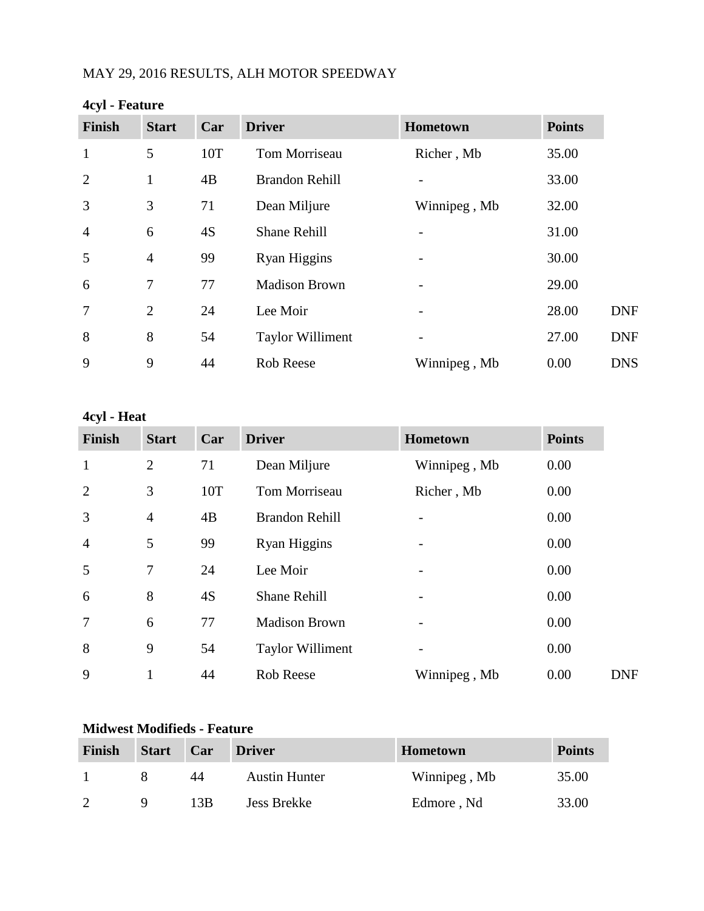MAY 29, 2016 RESULTS, ALH MOTOR SPEEDWAY

**4cyl - Feature**

| Finish | Start | Car | Driver | Hometown | Points | |
|---|---|---|---|---|---|---|
| 1 | 5 | 10T | Tom Morriseau | Richer , Mb | 35.00 | |
| 2 | 1 | 4B | Brandon Rehill | - | 33.00 | |
| 3 | 3 | 71 | Dean Miljure | Winnipeg , Mb | 32.00 | |
| 4 | 6 | 4S | Shane Rehill | - | 31.00 | |
| 5 | 4 | 99 | Ryan Higgins | - | 30.00 | |
| 6 | 7 | 77 | Madison Brown | - | 29.00 | |
| 7 | 2 | 24 | Lee Moir | - | 28.00 | DNF |
| 8 | 8 | 54 | Taylor Williment | - | 27.00 | DNF |
| 9 | 9 | 44 | Rob Reese | Winnipeg , Mb | 0.00 | DNS |

**4cyl - Heat**

| Finish | Start | Car | Driver | Hometown | Points | |
|---|---|---|---|---|---|---|
| 1 | 2 | 71 | Dean Miljure | Winnipeg , Mb | 0.00 | |
| 2 | 3 | 10T | Tom Morriseau | Richer , Mb | 0.00 | |
| 3 | 4 | 4B | Brandon Rehill | - | 0.00 | |
| 4 | 5 | 99 | Ryan Higgins | - | 0.00 | |
| 5 | 7 | 24 | Lee Moir | - | 0.00 | |
| 6 | 8 | 4S | Shane Rehill | - | 0.00 | |
| 7 | 6 | 77 | Madison Brown | - | 0.00 | |
| 8 | 9 | 54 | Taylor Williment | - | 0.00 | |
| 9 | 1 | 44 | Rob Reese | Winnipeg , Mb | 0.00 | DNF |

**Midwest Modifieds - Feature**

| Finish | Start | Car | Driver | Hometown | Points |
|---|---|---|---|---|---|
| 1 | 8 | 44 | Austin Hunter | Winnipeg , Mb | 35.00 |
| 2 | 9 | 13B | Jess Brekke | Edmore , Nd | 33.00 |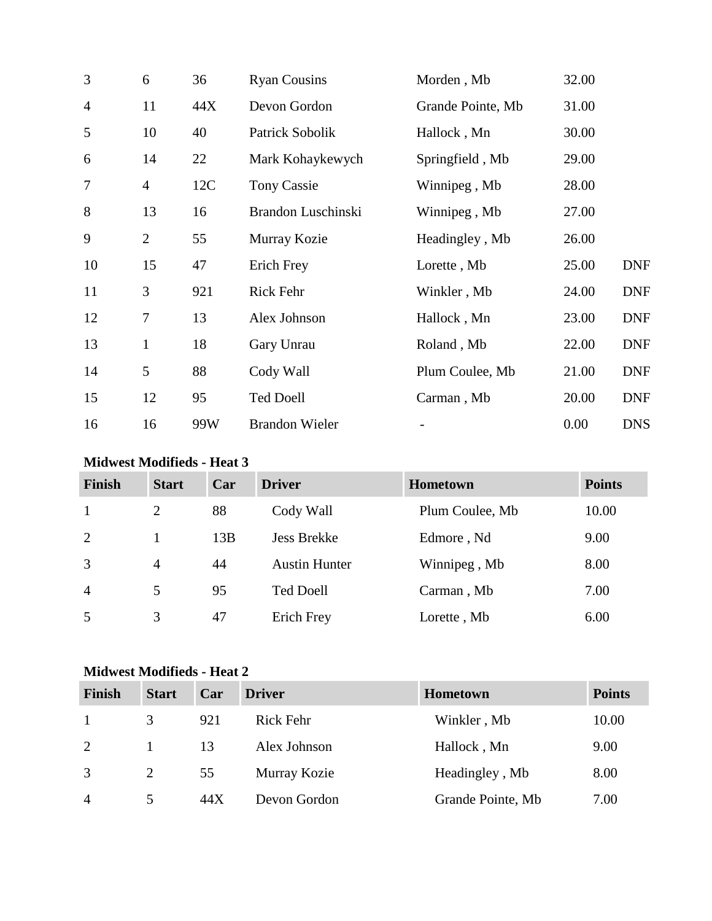| | | | | | | |
|---|---|---|---|---|---|---|
| 3 | 6 | 36 | Ryan Cousins | Morden , Mb | 32.00 | |
| 4 | 11 | 44X | Devon Gordon | Grande Pointe, Mb | 31.00 | |
| 5 | 10 | 40 | Patrick Sobolik | Hallock , Mn | 30.00 | |
| 6 | 14 | 22 | Mark Kohaykewych | Springfield , Mb | 29.00 | |
| 7 | 4 | 12C | Tony Cassie | Winnipeg , Mb | 28.00 | |
| 8 | 13 | 16 | Brandon Luschinski | Winnipeg , Mb | 27.00 | |
| 9 | 2 | 55 | Murray Kozie | Headingley , Mb | 26.00 | |
| 10 | 15 | 47 | Erich Frey | Lorette , Mb | 25.00 | DNF |
| 11 | 3 | 921 | Rick Fehr | Winkler , Mb | 24.00 | DNF |
| 12 | 7 | 13 | Alex Johnson | Hallock , Mn | 23.00 | DNF |
| 13 | 1 | 18 | Gary Unrau | Roland , Mb | 22.00 | DNF |
| 14 | 5 | 88 | Cody Wall | Plum Coulee, Mb | 21.00 | DNF |
| 15 | 12 | 95 | Ted Doell | Carman , Mb | 20.00 | DNF |
| 16 | 16 | 99W | Brandon Wieler | - | 0.00 | DNS |

**Midwest Modifieds - Heat 3**

| Finish | Start | Car | Driver | Hometown | Points |
|---|---|---|---|---|---|
| 1 | 2 | 88 | Cody Wall | Plum Coulee, Mb | 10.00 |
| 2 | 1 | 13B | Jess Brekke | Edmore , Nd | 9.00 |
| 3 | 4 | 44 | Austin Hunter | Winnipeg , Mb | 8.00 |
| 4 | 5 | 95 | Ted Doell | Carman , Mb | 7.00 |
| 5 | 3 | 47 | Erich Frey | Lorette , Mb | 6.00 |

**Midwest Modifieds - Heat 2**

| Finish | Start | Car | Driver | Hometown | Points |
|---|---|---|---|---|---|
| 1 | 3 | 921 | Rick Fehr | Winkler , Mb | 10.00 |
| 2 | 1 | 13 | Alex Johnson | Hallock , Mn | 9.00 |
| 3 | 2 | 55 | Murray Kozie | Headingley , Mb | 8.00 |
| 4 | 5 | 44X | Devon Gordon | Grande Pointe, Mb | 7.00 |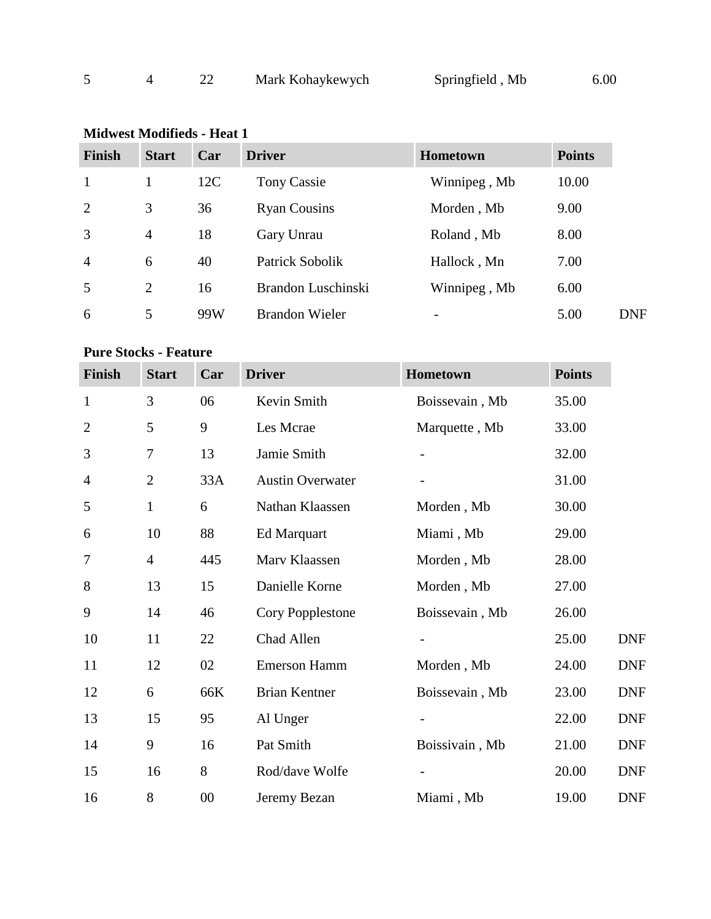| 5 | 4 | 22 | Mark Kohaykewych | Springfield , Mb | 6.00 | |
|---|---|---|---|---|---|---|

**Midwest Modifieds - Heat 1**

| Finish | Start | Car | Driver | Hometown | Points | |
|---|---|---|---|---|---|---|
| 1 | 1 | 12C | Tony Cassie | Winnipeg , Mb | 10.00 | |
| 2 | 3 | 36 | Ryan Cousins | Morden , Mb | 9.00 | |
| 3 | 4 | 18 | Gary Unrau | Roland , Mb | 8.00 | |
| 4 | 6 | 40 | Patrick Sobolik | Hallock , Mn | 7.00 | |
| 5 | 2 | 16 | Brandon Luschinski | Winnipeg , Mb | 6.00 | |
| 6 | 5 | 99W | Brandon Wieler | - | 5.00 | DNF |

**Pure Stocks - Feature**

| Finish | Start | Car | Driver | Hometown | Points | |
|---|---|---|---|---|---|---|
| 1 | 3 | 06 | Kevin Smith | Boissevain , Mb | 35.00 | |
| 2 | 5 | 9 | Les Mcrae | Marquette , Mb | 33.00 | |
| 3 | 7 | 13 | Jamie Smith | - | 32.00 | |
| 4 | 2 | 33A | Austin Overwater | - | 31.00 | |
| 5 | 1 | 6 | Nathan Klaassen | Morden , Mb | 30.00 | |
| 6 | 10 | 88 | Ed Marquart | Miami , Mb | 29.00 | |
| 7 | 4 | 445 | Marv Klaassen | Morden , Mb | 28.00 | |
| 8 | 13 | 15 | Danielle Korne | Morden , Mb | 27.00 | |
| 9 | 14 | 46 | Cory Popplestone | Boissevain , Mb | 26.00 | |
| 10 | 11 | 22 | Chad Allen | - | 25.00 | DNF |
| 11 | 12 | 02 | Emerson Hamm | Morden , Mb | 24.00 | DNF |
| 12 | 6 | 66K | Brian Kentner | Boissevain , Mb | 23.00 | DNF |
| 13 | 15 | 95 | Al Unger | - | 22.00 | DNF |
| 14 | 9 | 16 | Pat Smith | Boissivain , Mb | 21.00 | DNF |
| 15 | 16 | 8 | Rod/dave Wolfe | - | 20.00 | DNF |
| 16 | 8 | 00 | Jeremy Bezan | Miami , Mb | 19.00 | DNF |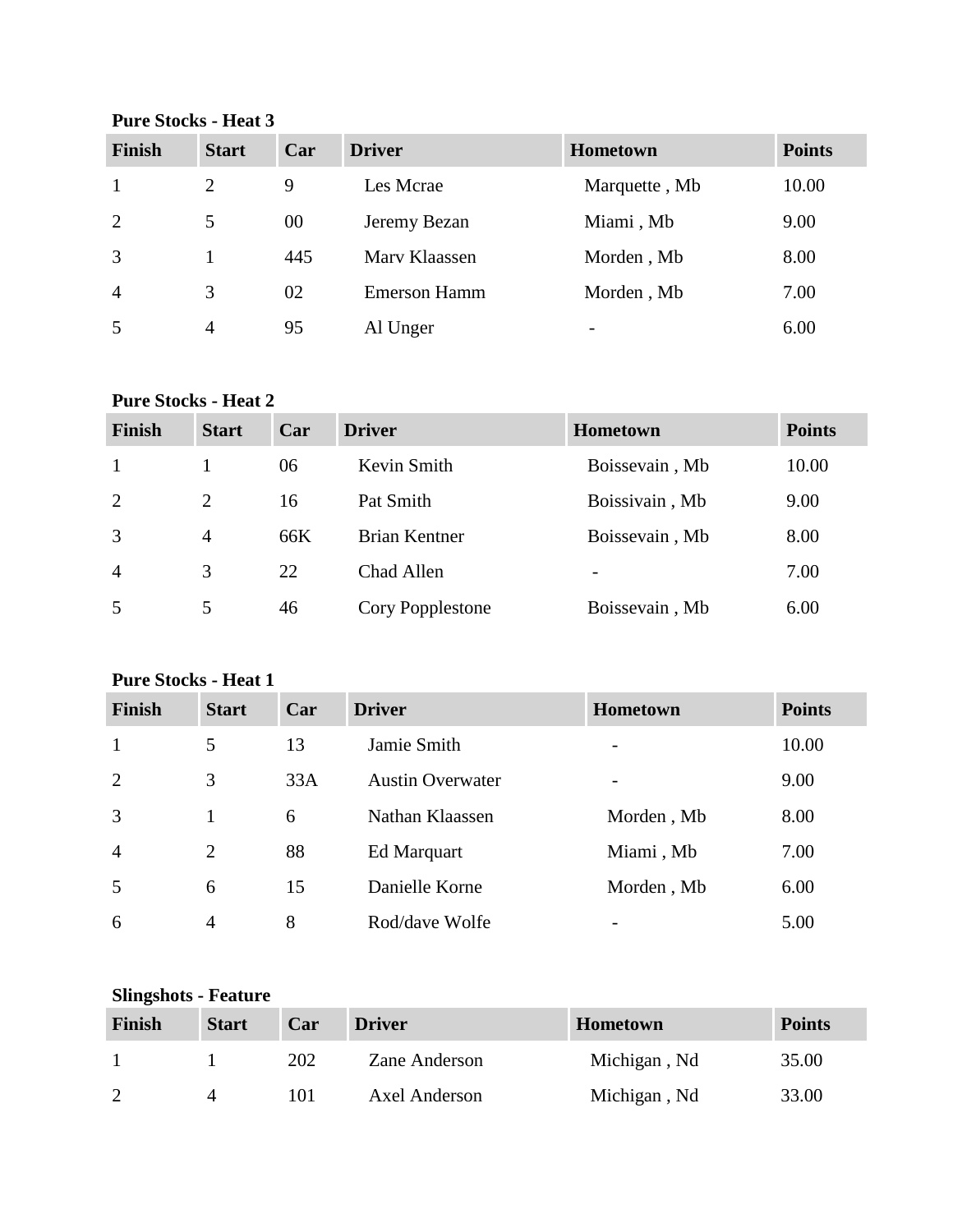**Pure Stocks - Heat 3**

| Finish | Start | Car | Driver | Hometown | Points |
|---|---|---|---|---|---|
| 1 | 2 | 9 | Les Mcrae | Marquette , Mb | 10.00 |
| 2 | 5 | 00 | Jeremy Bezan | Miami , Mb | 9.00 |
| 3 | 1 | 445 | Marv Klaassen | Morden , Mb | 8.00 |
| 4 | 3 | 02 | Emerson Hamm | Morden , Mb | 7.00 |
| 5 | 4 | 95 | Al Unger | - | 6.00 |

**Pure Stocks - Heat 2**

| Finish | Start | Car | Driver | Hometown | Points |
|---|---|---|---|---|---|
| 1 | 1 | 06 | Kevin Smith | Boissevain , Mb | 10.00 |
| 2 | 2 | 16 | Pat Smith | Boissivain , Mb | 9.00 |
| 3 | 4 | 66K | Brian Kentner | Boissevain , Mb | 8.00 |
| 4 | 3 | 22 | Chad Allen | - | 7.00 |
| 5 | 5 | 46 | Cory Popplestone | Boissevain , Mb | 6.00 |

**Pure Stocks - Heat 1**

| Finish | Start | Car | Driver | Hometown | Points |
|---|---|---|---|---|---|
| 1 | 5 | 13 | Jamie Smith | - | 10.00 |
| 2 | 3 | 33A | Austin Overwater | - | 9.00 |
| 3 | 1 | 6 | Nathan Klaassen | Morden , Mb | 8.00 |
| 4 | 2 | 88 | Ed Marquart | Miami , Mb | 7.00 |
| 5 | 6 | 15 | Danielle Korne | Morden , Mb | 6.00 |
| 6 | 4 | 8 | Rod/dave Wolfe | - | 5.00 |

**Slingshots - Feature**

| Finish | Start | Car | Driver | Hometown | Points |
|---|---|---|---|---|---|
| 1 | 1 | 202 | Zane Anderson | Michigan , Nd | 35.00 |
| 2 | 4 | 101 | Axel Anderson | Michigan , Nd | 33.00 |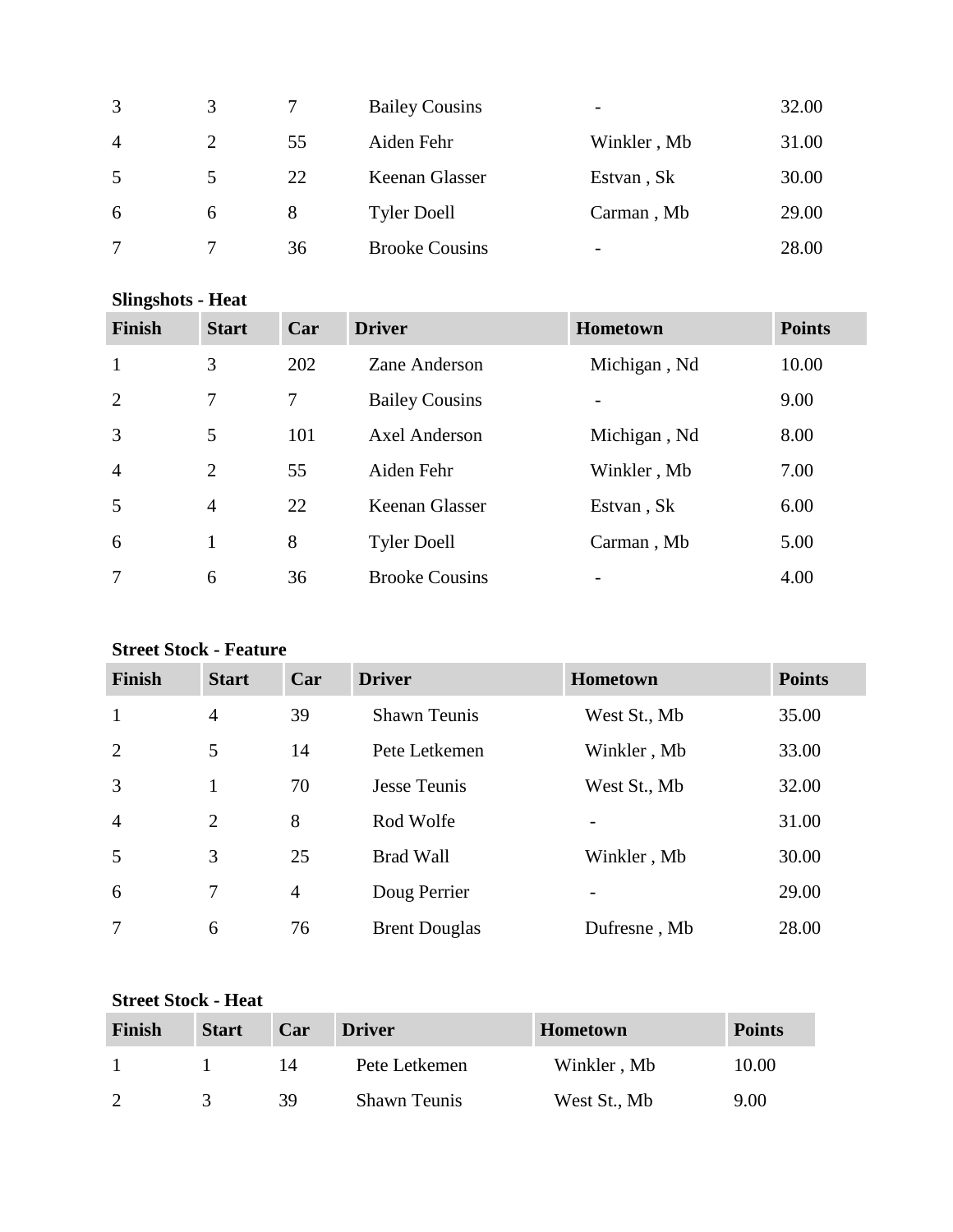| | | | | | |
|---|---|---|---|---|---|
| 3 | 3 | 7 | Bailey Cousins | - | 32.00 |
| 4 | 2 | 55 | Aiden Fehr | Winkler , Mb | 31.00 |
| 5 | 5 | 22 | Keenan Glasser | Estvan , Sk | 30.00 |
| 6 | 6 | 8 | Tyler Doell | Carman , Mb | 29.00 |
| 7 | 7 | 36 | Brooke Cousins | - | 28.00 |

**Slingshots - Heat**

| Finish | Start | Car | Driver | Hometown | Points |
|---|---|---|---|---|---|
| 1 | 3 | 202 | Zane Anderson | Michigan , Nd | 10.00 |
| 2 | 7 | 7 | Bailey Cousins | - | 9.00 |
| 3 | 5 | 101 | Axel Anderson | Michigan , Nd | 8.00 |
| 4 | 2 | 55 | Aiden Fehr | Winkler , Mb | 7.00 |
| 5 | 4 | 22 | Keenan Glasser | Estvan , Sk | 6.00 |
| 6 | 1 | 8 | Tyler Doell | Carman , Mb | 5.00 |
| 7 | 6 | 36 | Brooke Cousins | - | 4.00 |

**Street Stock - Feature**

| Finish | Start | Car | Driver | Hometown | Points |
|---|---|---|---|---|---|
| 1 | 4 | 39 | Shawn Teunis | West St., Mb | 35.00 |
| 2 | 5 | 14 | Pete Letkemen | Winkler , Mb | 33.00 |
| 3 | 1 | 70 | Jesse Teunis | West St., Mb | 32.00 |
| 4 | 2 | 8 | Rod Wolfe | - | 31.00 |
| 5 | 3 | 25 | Brad Wall | Winkler , Mb | 30.00 |
| 6 | 7 | 4 | Doug Perrier | - | 29.00 |
| 7 | 6 | 76 | Brent Douglas | Dufresne , Mb | 28.00 |

**Street Stock - Heat**

| Finish | Start | Car | Driver | Hometown | Points |
|---|---|---|---|---|---|
| 1 | 1 | 14 | Pete Letkemen | Winkler , Mb | 10.00 |
| 2 | 3 | 39 | Shawn Teunis | West St., Mb | 9.00 |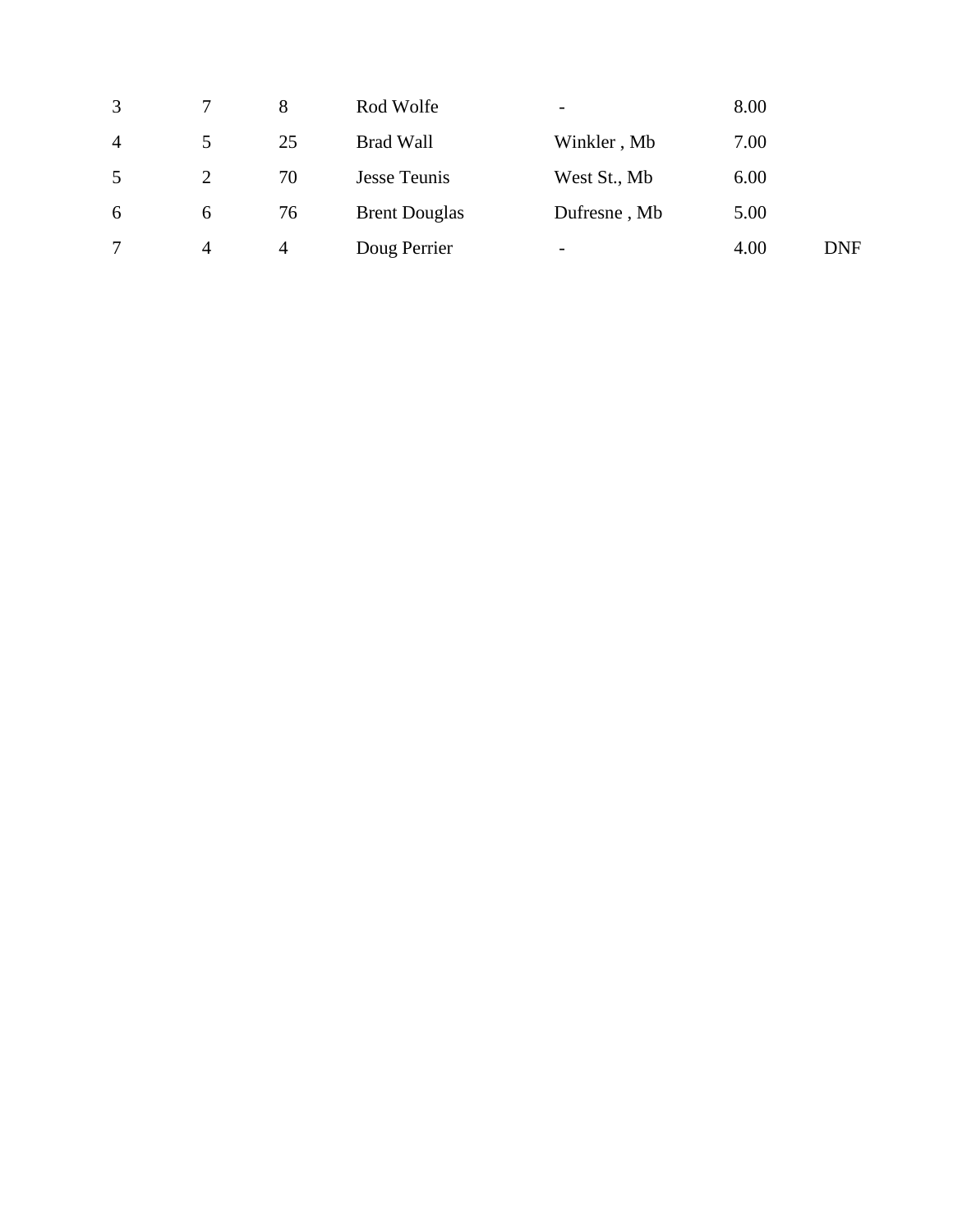| | | | | | | |
|---|---|---|---|---|---|---|
| 3 | 7 | 8 | Rod Wolfe | - | 8.00 | |
| 4 | 5 | 25 | Brad Wall | Winkler , Mb | 7.00 | |
| 5 | 2 | 70 | Jesse Teunis | West St., Mb | 6.00 | |
| 6 | 6 | 76 | Brent Douglas | Dufresne , Mb | 5.00 | |
| 7 | 4 | 4 | Doug Perrier | - | 4.00 | DNF |